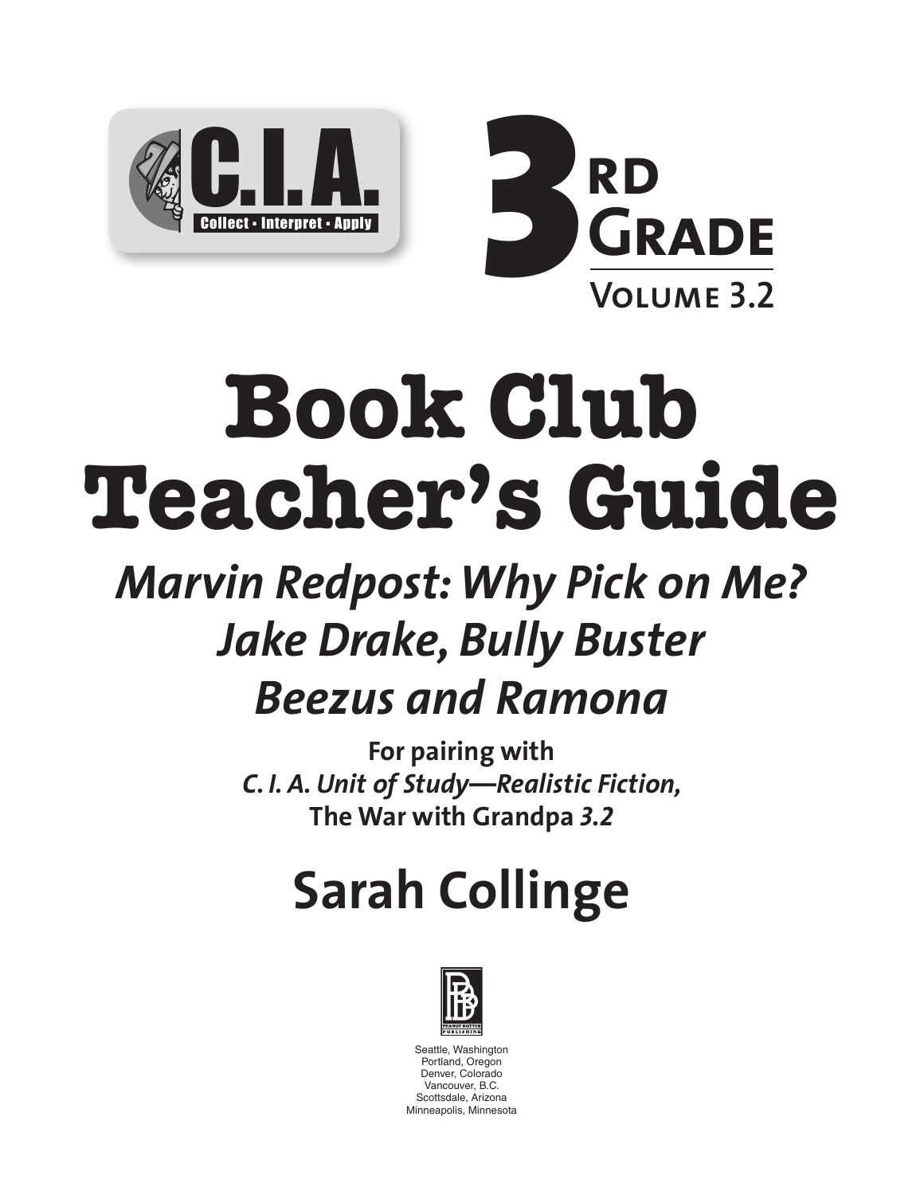C.I.A.

Collect • Interpret • Apply

**3RD GRADE**

**VOLUME 3.2**

# Book Club Teacher's Guide

## *Marvin Redpost: Why Pick on Me?*
## *Jake Drake, Bully Buster*
## *Beezus and Ramona*

**For pairing with**
***C. I. A. Unit of Study—Realistic Fiction,***
**The War with Grandpa *3.2***

## Sarah Collinge

Seattle, Washington
Portland, Oregon
Denver, Colorado
Vancouver, B.C.
Scottsdale, Arizona
Minneapolis, Minnesota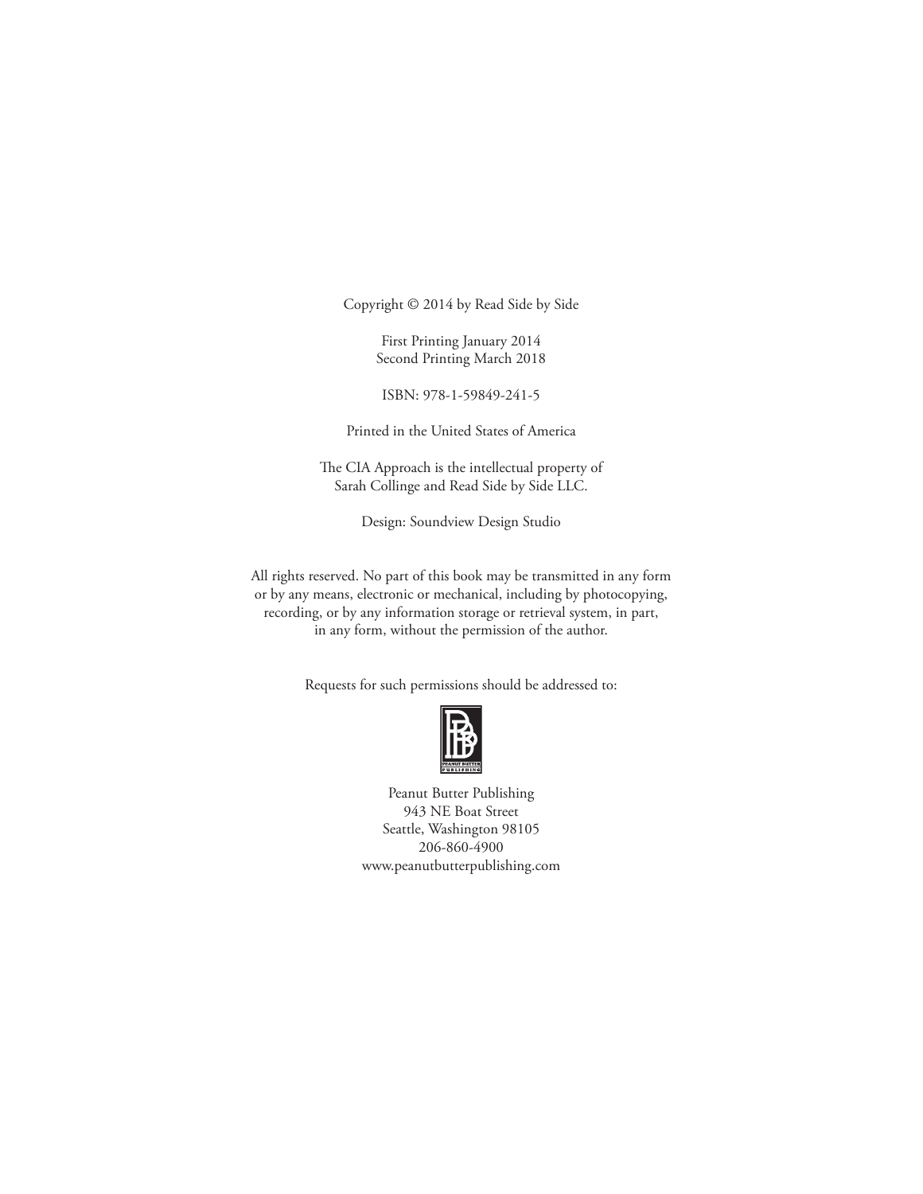Copyright © 2014 by Read Side by Side

First Printing January 2014
Second Printing March 2018

ISBN: 978-1-59849-241-5

Printed in the United States of America

The CIA Approach is the intellectual property of
Sarah Collinge and Read Side by Side LLC.

Design: Soundview Design Studio

All rights reserved. No part of this book may be transmitted in any form or by any means, electronic or mechanical, including by photocopying, recording, or by any information storage or retrieval system, in part, in any form, without the permission of the author.

Requests for such permissions should be addressed to:

Peanut Butter Publishing
943 NE Boat Street
Seattle, Washington 98105
206-860-4900
www.peanutbutterpublishing.com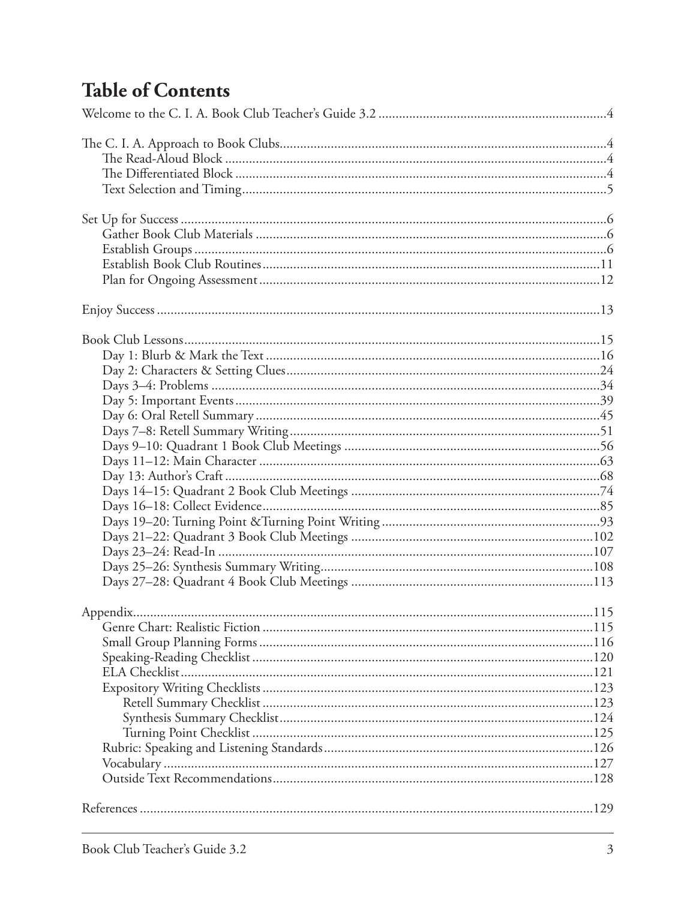# Table of Contents

Welcome to the C. I. A. Book Club Teacher's Guide 3.2 .....4

The C. I. A. Approach to Book Clubs.....4
- The Read-Aloud Block .....4
- The Differentiated Block .....4
- Text Selection and Timing.....5

Set Up for Success .....6
- Gather Book Club Materials .....6
- Establish Groups .....6
- Establish Book Club Routines.....11
- Plan for Ongoing Assessment.....12

Enjoy Success .....13

Book Club Lessons.....15
- Day 1: Blurb & Mark the Text .....16
- Day 2: Characters & Setting Clues.....24
- Days 3–4: Problems .....34
- Day 5: Important Events.....39
- Day 6: Oral Retell Summary .....45
- Days 7–8: Retell Summary Writing.....51
- Days 9–10: Quadrant 1 Book Club Meetings .....56
- Days 11–12: Main Character .....63
- Day 13: Author's Craft .....68
- Days 14–15: Quadrant 2 Book Club Meetings .....74
- Days 16–18: Collect Evidence.....85
- Days 19–20: Turning Point &Turning Point Writing .....93
- Days 21–22: Quadrant 3 Book Club Meetings .....102
- Days 23–24: Read-In .....107
- Days 25–26: Synthesis Summary Writing.....108
- Days 27–28: Quadrant 4 Book Club Meetings .....113

Appendix.....115
- Genre Chart: Realistic Fiction .....115
- Small Group Planning Forms .....116
- Speaking-Reading Checklist .....120
- ELA Checklist.....121
- Expository Writing Checklists .....123
  - Retell Summary Checklist .....123
  - Synthesis Summary Checklist.....124
  - Turning Point Checklist .....125
- Rubric: Speaking and Listening Standards.....126
- Vocabulary .....127
- Outside Text Recommendations.....128

References .....129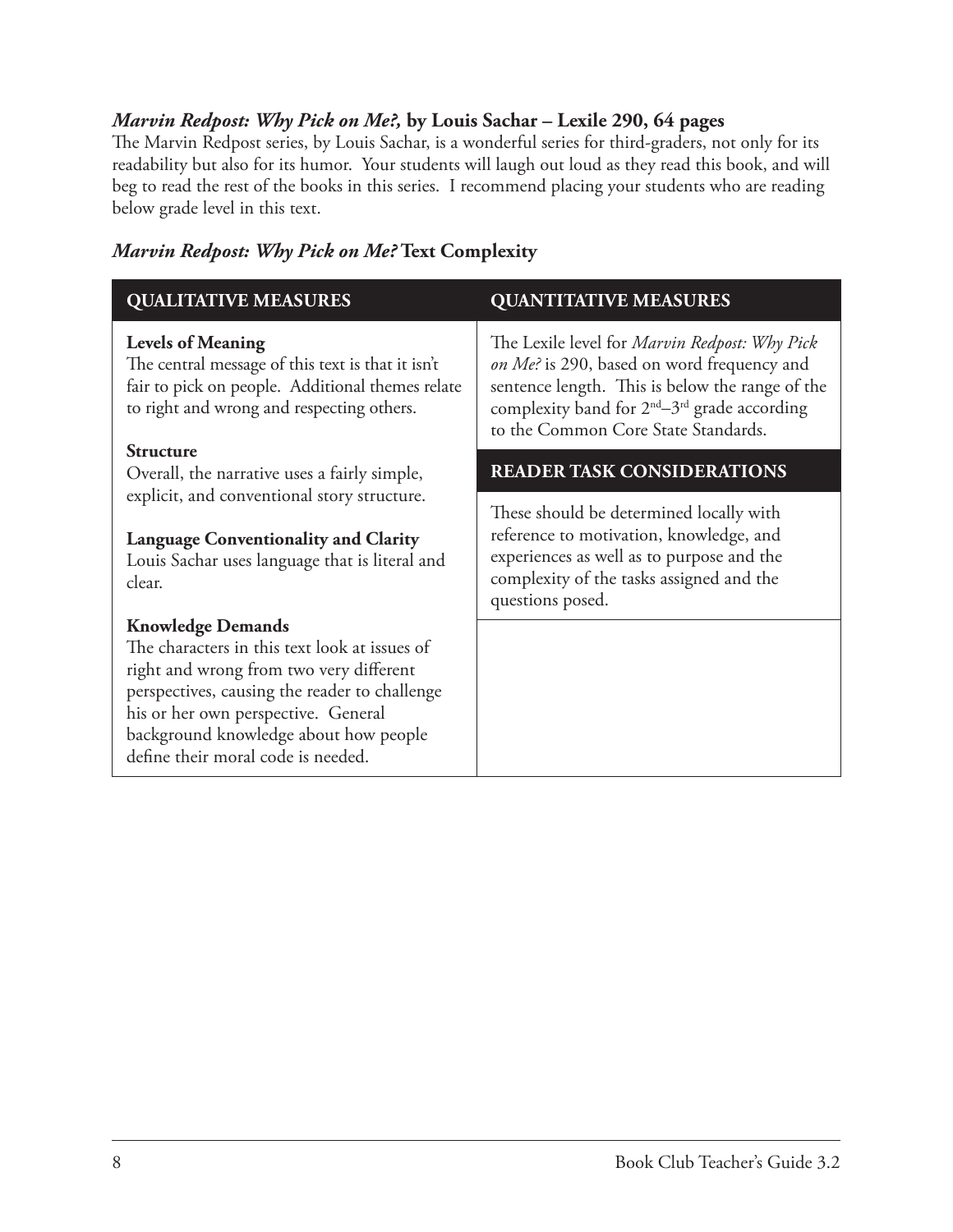### *Marvin Redpost: Why Pick on Me?,* by Louis Sachar – Lexile 290, 64 pages

The Marvin Redpost series, by Louis Sachar, is a wonderful series for third-graders, not only for its readability but also for its humor. Your students will laugh out loud as they read this book, and will beg to read the rest of the books in this series. I recommend placing your students who are reading below grade level in this text.

### *Marvin Redpost: Why Pick on Me?* Text Complexity

| QUALITATIVE MEASURES | QUANTITATIVE MEASURES |
|---|---|
| **Levels of Meaning**<br>The central message of this text is that it isn't fair to pick on people. Additional themes relate to right and wrong and respecting others.<br><br>**Structure**<br>Overall, the narrative uses a fairly simple, explicit, and conventional story structure.<br><br>**Language Conventionality and Clarity**<br>Louis Sachar uses language that is literal and clear.<br><br>**Knowledge Demands**<br>The characters in this text look at issues of right and wrong from two very different perspectives, causing the reader to challenge his or her own perspective. General background knowledge about how people define their moral code is needed. | The Lexile level for *Marvin Redpost: Why Pick on Me?* is 290, based on word frequency and sentence length. This is below the range of the complexity band for 2nd–3rd grade according to the Common Core State Standards.<br><br>**READER TASK CONSIDERATIONS**<br><br>These should be determined locally with reference to motivation, knowledge, and experiences as well as to purpose and the complexity of the tasks assigned and the questions posed. |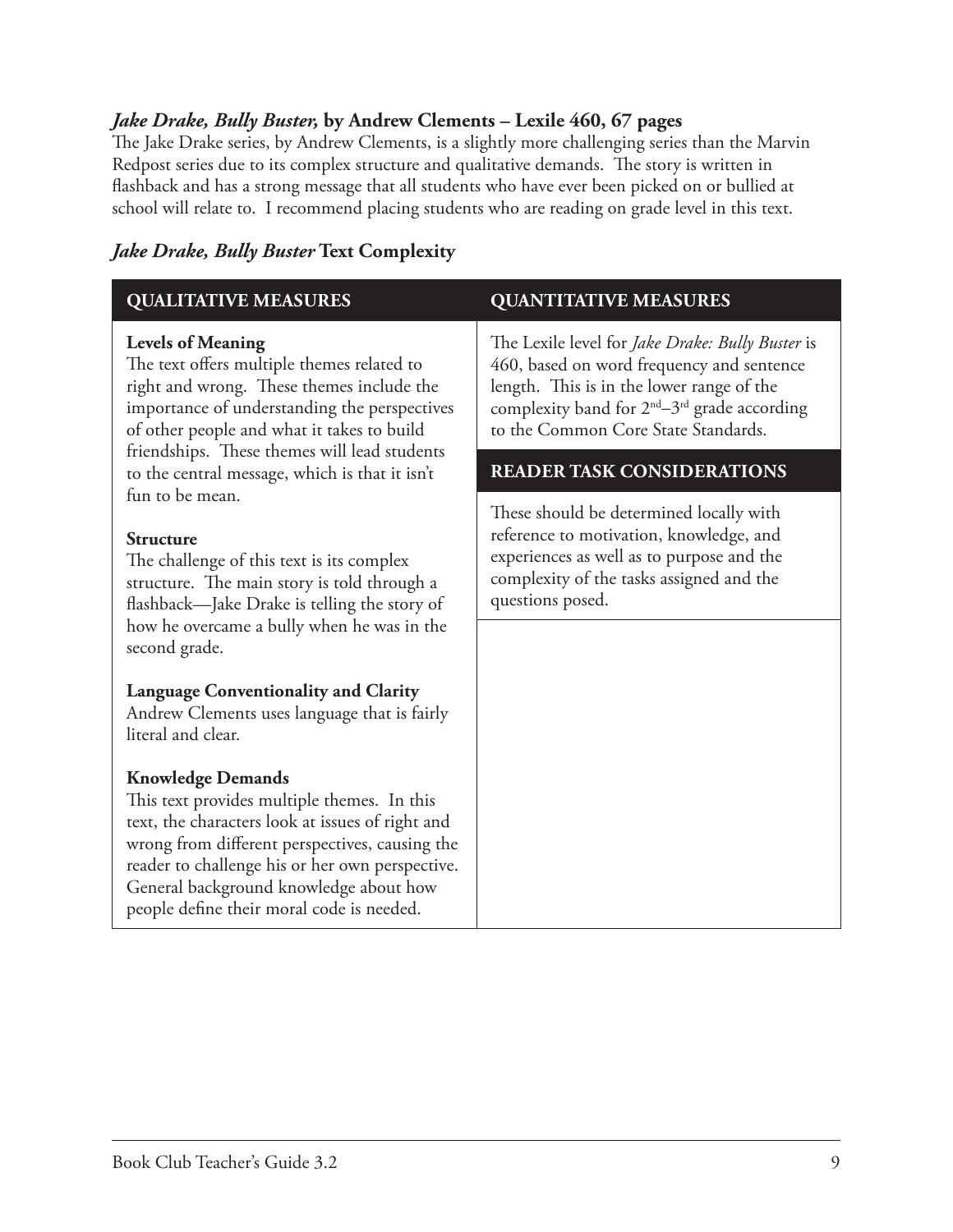### *Jake Drake, Bully Buster,* by Andrew Clements – Lexile 460, 67 pages

The Jake Drake series, by Andrew Clements, is a slightly more challenging series than the Marvin Redpost series due to its complex structure and qualitative demands. The story is written in flashback and has a strong message that all students who have ever been picked on or bullied at school will relate to. I recommend placing students who are reading on grade level in this text.

### *Jake Drake, Bully Buster* Text Complexity

| QUALITATIVE MEASURES | QUANTITATIVE MEASURES |
|---|---|
| **Levels of Meaning**<br>The text offers multiple themes related to right and wrong. These themes include the importance of understanding the perspectives of other people and what it takes to build friendships. These themes will lead students to the central message, which is that it isn't fun to be mean.<br><br>**Structure**<br>The challenge of this text is its complex structure. The main story is told through a flashback—Jake Drake is telling the story of how he overcame a bully when he was in the second grade.<br><br>**Language Conventionality and Clarity**<br>Andrew Clements uses language that is fairly literal and clear.<br><br>**Knowledge Demands**<br>This text provides multiple themes. In this text, the characters look at issues of right and wrong from different perspectives, causing the reader to challenge his or her own perspective. General background knowledge about how people define their moral code is needed. | The Lexile level for *Jake Drake: Bully Buster* is 460, based on word frequency and sentence length. This is in the lower range of the complexity band for 2nd–3rd grade according to the Common Core State Standards.<br><br>**READER TASK CONSIDERATIONS**<br><br>These should be determined locally with reference to motivation, knowledge, and experiences as well as to purpose and the complexity of the tasks assigned and the questions posed. |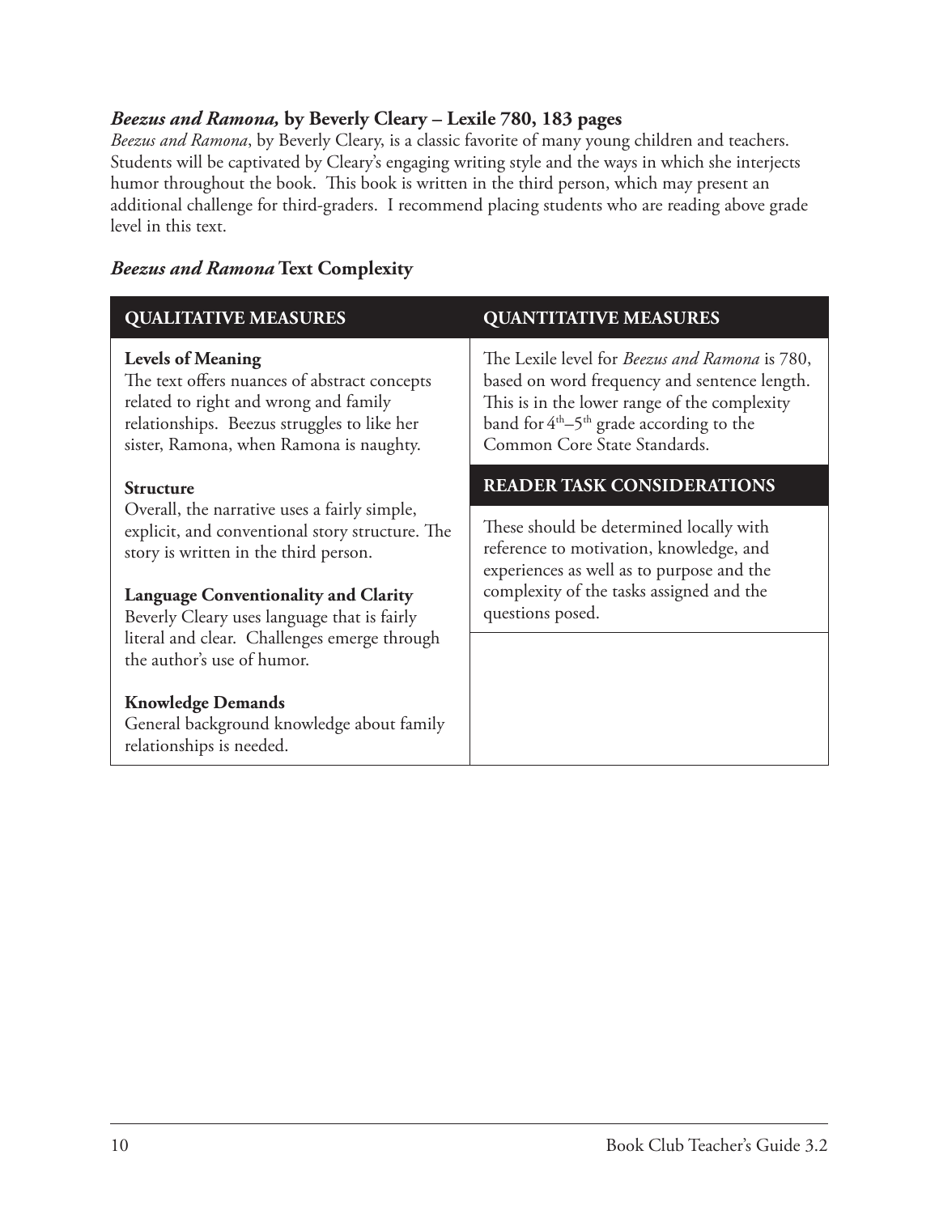### *Beezus and Ramona,* by Beverly Cleary – Lexile 780, 183 pages

*Beezus and Ramona*, by Beverly Cleary, is a classic favorite of many young children and teachers. Students will be captivated by Cleary's engaging writing style and the ways in which she interjects humor throughout the book. This book is written in the third person, which may present an additional challenge for third-graders. I recommend placing students who are reading above grade level in this text.

### *Beezus and Ramona* Text Complexity

| QUALITATIVE MEASURES | QUANTITATIVE MEASURES |
|---|---|
| **Levels of Meaning**<br>The text offers nuances of abstract concepts related to right and wrong and family relationships. Beezus struggles to like her sister, Ramona, when Ramona is naughty.<br><br>**Structure**<br>Overall, the narrative uses a fairly simple, explicit, and conventional story structure. The story is written in the third person.<br><br>**Language Conventionality and Clarity**<br>Beverly Cleary uses language that is fairly literal and clear. Challenges emerge through the author's use of humor.<br><br>**Knowledge Demands**<br>General background knowledge about family relationships is needed. | The Lexile level for *Beezus and Ramona* is 780, based on word frequency and sentence length. This is in the lower range of the complexity band for 4th–5th grade according to the Common Core State Standards.<br><br>**READER TASK CONSIDERATIONS**<br><br>These should be determined locally with reference to motivation, knowledge, and experiences as well as to purpose and the complexity of the tasks assigned and the questions posed. |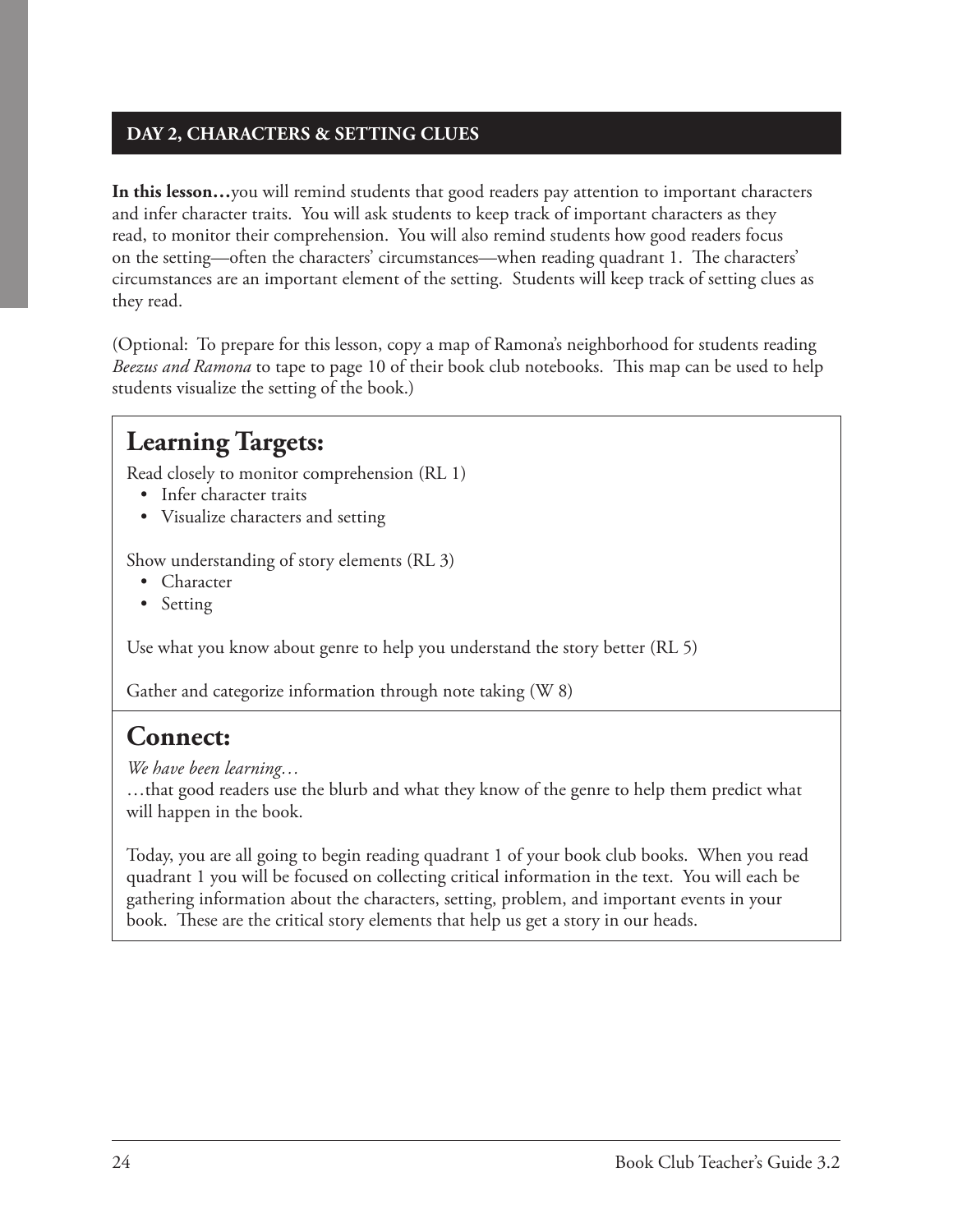## DAY 2, CHARACTERS & SETTING CLUES

**In this lesson…**you will remind students that good readers pay attention to important characters and infer character traits. You will ask students to keep track of important characters as they read, to monitor their comprehension. You will also remind students how good readers focus on the setting—often the characters' circumstances—when reading quadrant 1. The characters' circumstances are an important element of the setting. Students will keep track of setting clues as they read.

(Optional: To prepare for this lesson, copy a map of Ramona's neighborhood for students reading *Beezus and Ramona* to tape to page 10 of their book club notebooks. This map can be used to help students visualize the setting of the book.)

## Learning Targets:

Read closely to monitor comprehension (RL 1)

- Infer character traits
- Visualize characters and setting

Show understanding of story elements (RL 3)

- Character
- Setting

Use what you know about genre to help you understand the story better (RL 5)

Gather and categorize information through note taking (W 8)

## Connect:

*We have been learning…*

…that good readers use the blurb and what they know of the genre to help them predict what will happen in the book.

Today, you are all going to begin reading quadrant 1 of your book club books. When you read quadrant 1 you will be focused on collecting critical information in the text. You will each be gathering information about the characters, setting, problem, and important events in your book. These are the critical story elements that help us get a story in our heads.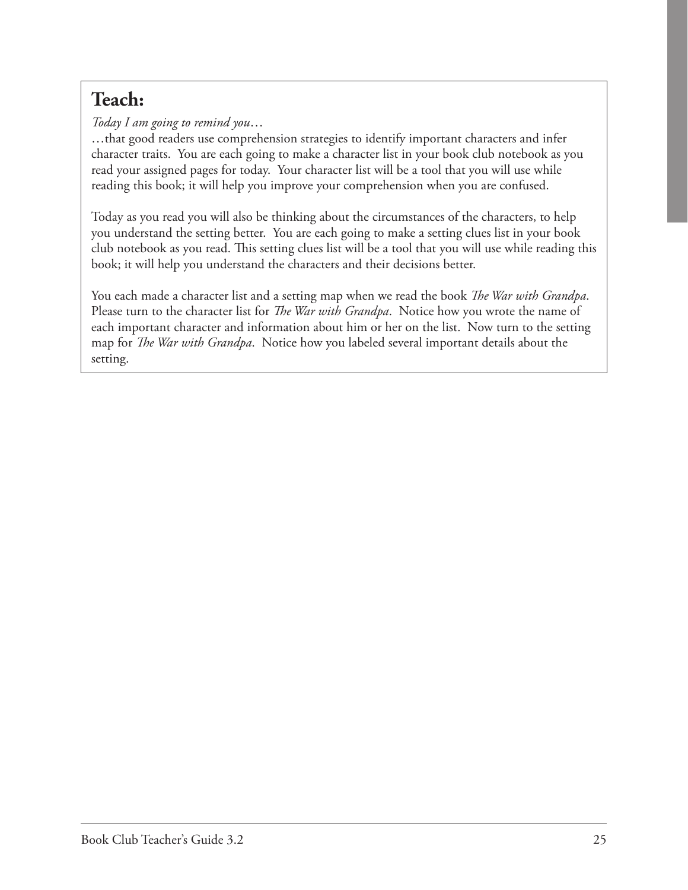## Teach:

*Today I am going to remind you…*

…that good readers use comprehension strategies to identify important characters and infer character traits. You are each going to make a character list in your book club notebook as you read your assigned pages for today. Your character list will be a tool that you will use while reading this book; it will help you improve your comprehension when you are confused.

Today as you read you will also be thinking about the circumstances of the characters, to help you understand the setting better. You are each going to make a setting clues list in your book club notebook as you read. This setting clues list will be a tool that you will use while reading this book; it will help you understand the characters and their decisions better.

You each made a character list and a setting map when we read the book *The War with Grandpa*. Please turn to the character list for *The War with Grandpa*. Notice how you wrote the name of each important character and information about him or her on the list. Now turn to the setting map for *The War with Grandpa*. Notice how you labeled several important details about the setting.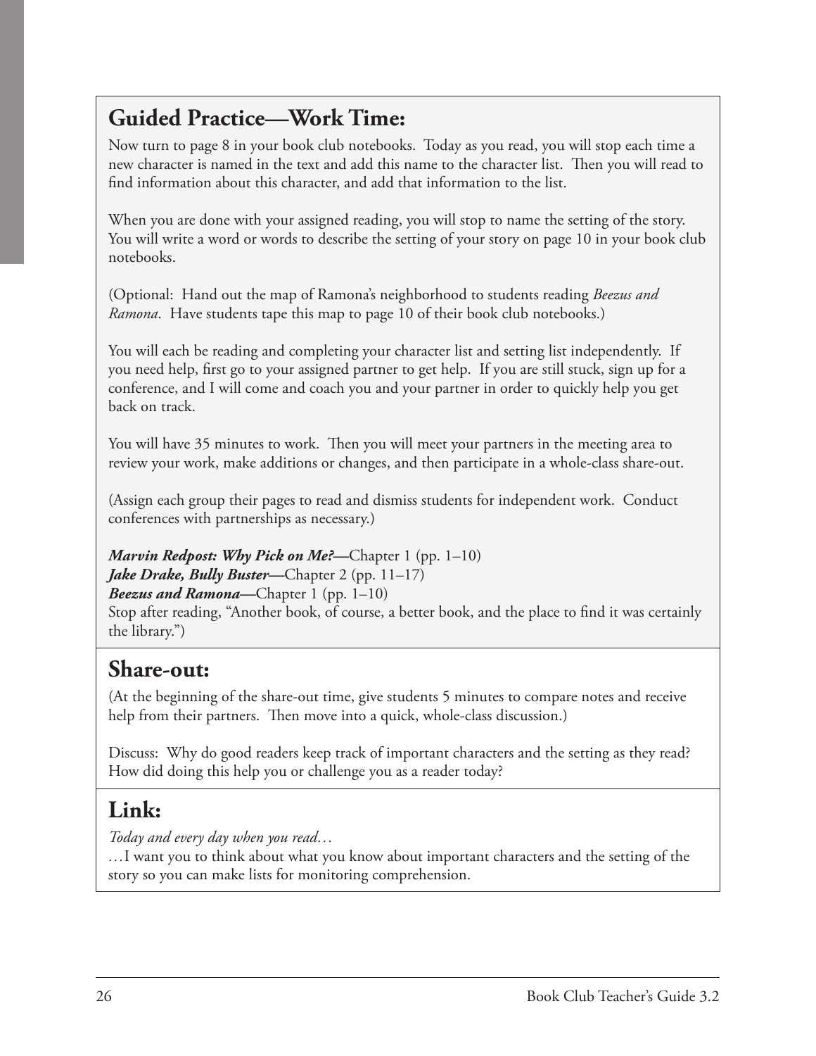## Guided Practice—Work Time:

Now turn to page 8 in your book club notebooks. Today as you read, you will stop each time a new character is named in the text and add this name to the character list. Then you will read to find information about this character, and add that information to the list.

When you are done with your assigned reading, you will stop to name the setting of the story. You will write a word or words to describe the setting of your story on page 10 in your book club notebooks.

(Optional: Hand out the map of Ramona's neighborhood to students reading *Beezus and Ramona*. Have students tape this map to page 10 of their book club notebooks.)

You will each be reading and completing your character list and setting list independently. If you need help, first go to your assigned partner to get help. If you are still stuck, sign up for a conference, and I will come and coach you and your partner in order to quickly help you get back on track.

You will have 35 minutes to work. Then you will meet your partners in the meeting area to review your work, make additions or changes, and then participate in a whole-class share-out.

(Assign each group their pages to read and dismiss students for independent work. Conduct conferences with partnerships as necessary.)

***Marvin Redpost: Why Pick on Me?*—**Chapter 1 (pp. 1–10)
***Jake Drake, Bully Buster*—**Chapter 2 (pp. 11–17)
***Beezus and Ramona*—**Chapter 1 (pp. 1–10)
Stop after reading, "Another book, of course, a better book, and the place to find it was certainly the library.")

## Share-out:

(At the beginning of the share-out time, give students 5 minutes to compare notes and receive help from their partners. Then move into a quick, whole-class discussion.)

Discuss: Why do good readers keep track of important characters and the setting as they read? How did doing this help you or challenge you as a reader today?

## Link:

*Today and every day when you read…*
…I want you to think about what you know about important characters and the setting of the story so you can make lists for monitoring comprehension.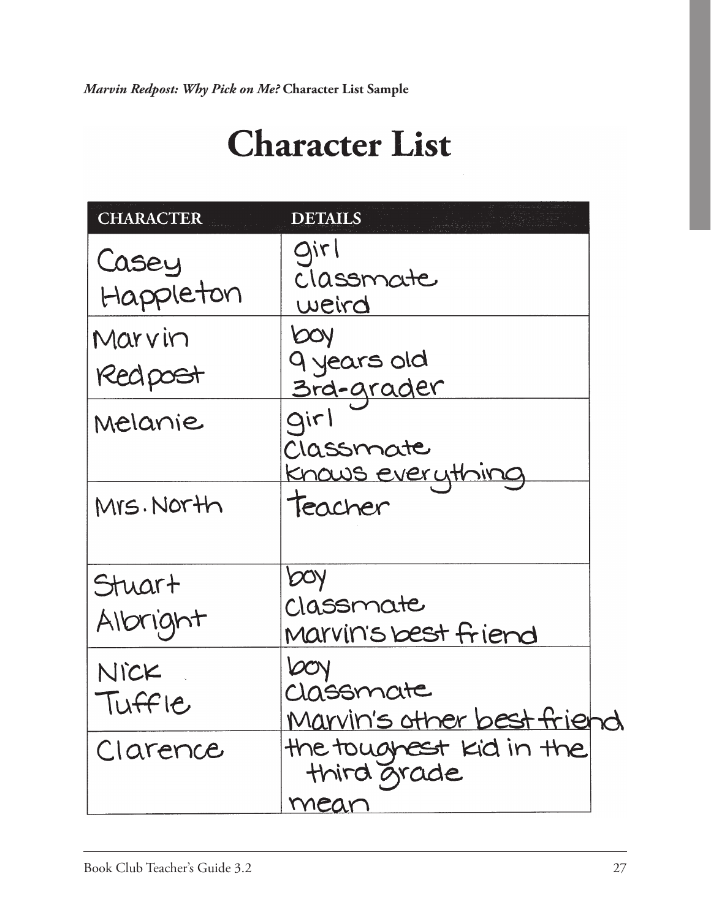*Marvin Redpost: Why Pick on Me?* **Character List Sample**

# Character List

| CHARACTER | DETAILS |
| --- | --- |
| Casey Happleton | girl<br>classmate<br>weird |
| Marvin Redpost | boy<br>9 years old<br>3rd-grader |
| Melanie | girl<br>Classmate<br>Knows everything |
| Mrs. North | Teacher |
| Stuart Albright | boy<br>classmate<br>Marvin's best friend |
| Nick Tuffle | boy<br>classmate<br>Marvin's other best friend |
| Clarence | the toughest kid in the third grade<br>mean |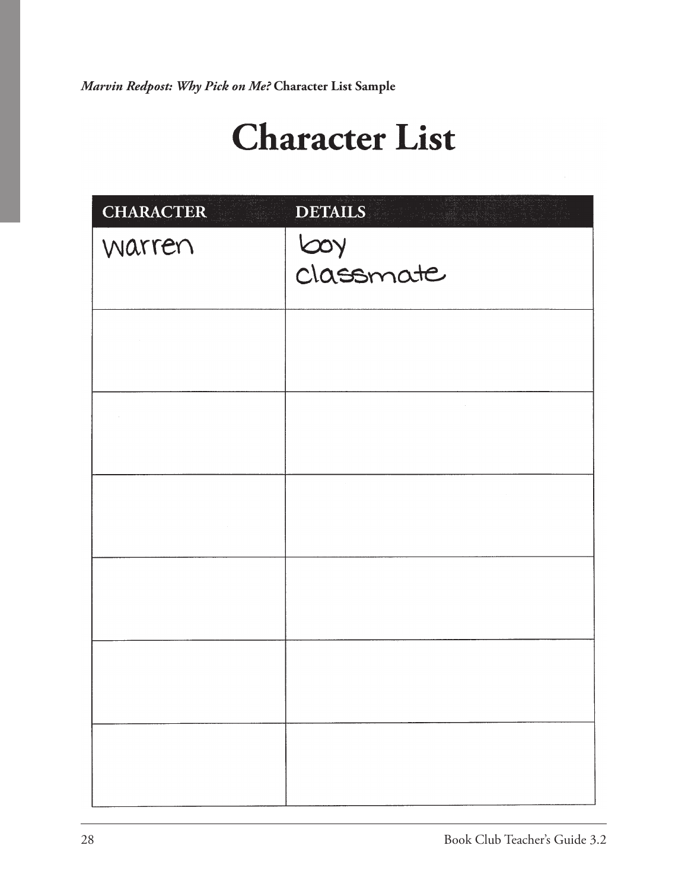***Marvin Redpost: Why Pick on Me?*** **Character List Sample**

# Character List

| CHARACTER | DETAILS |
| --- | --- |
| warren | boy<br>classmate |
| | |
| | |
| | |
| | |
| | |
| | |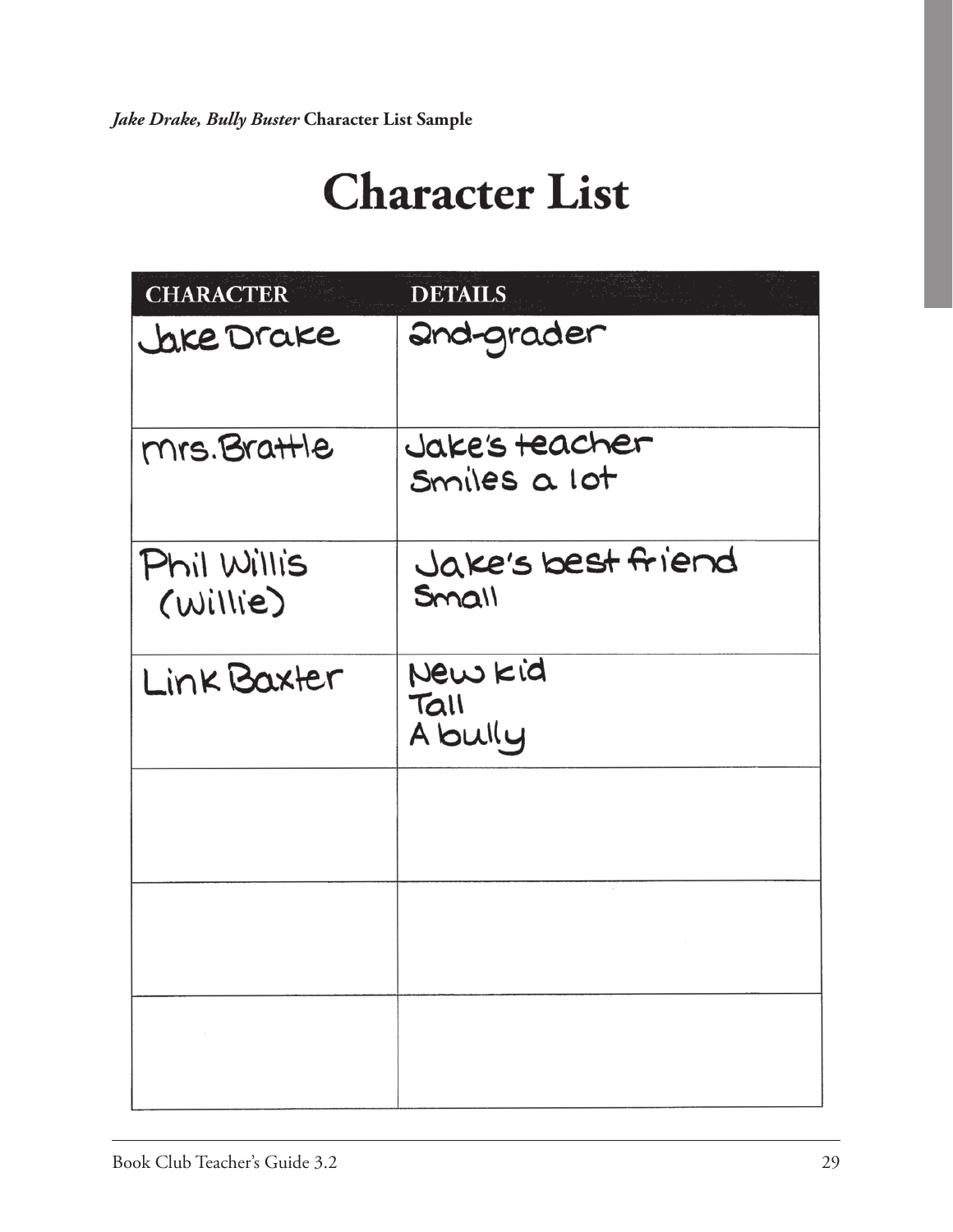*Jake Drake, Bully Buster* **Character List Sample**

# Character List

| CHARACTER | DETAILS |
|---|---|
| Jake Drake | 2nd-grader |
| Mrs. Brattle | Jake's teacher<br>Smiles a lot |
| Phil Willis (Willie) | Jake's best friend<br>Small |
| Link Baxter | New kid<br>Tall<br>A bully |
| | |
| | |
| | |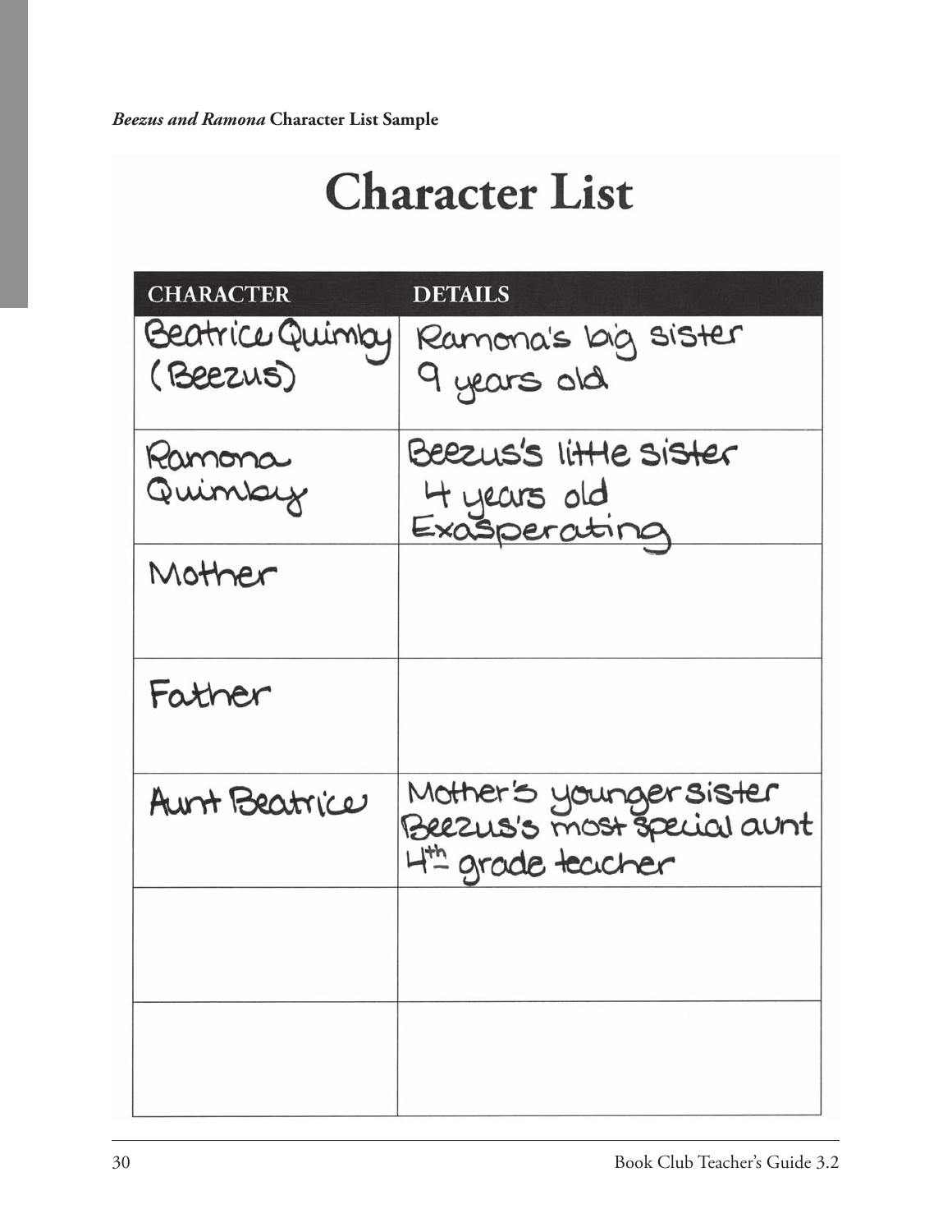***Beezus and Ramona* Character List Sample**

# Character List

| CHARACTER | DETAILS |
|---|---|
| Beatrice Quimby (Beezus) | Ramona's big sister<br>9 years old |
| Ramona Quimby | Beezus's little sister<br>4 years old<br>Exasperating |
| Mother | |
| Father | |
| Aunt Beatrice | Mother's younger sister<br>Beezus's most special aunt<br>4th grade teacher |
| | |
| | |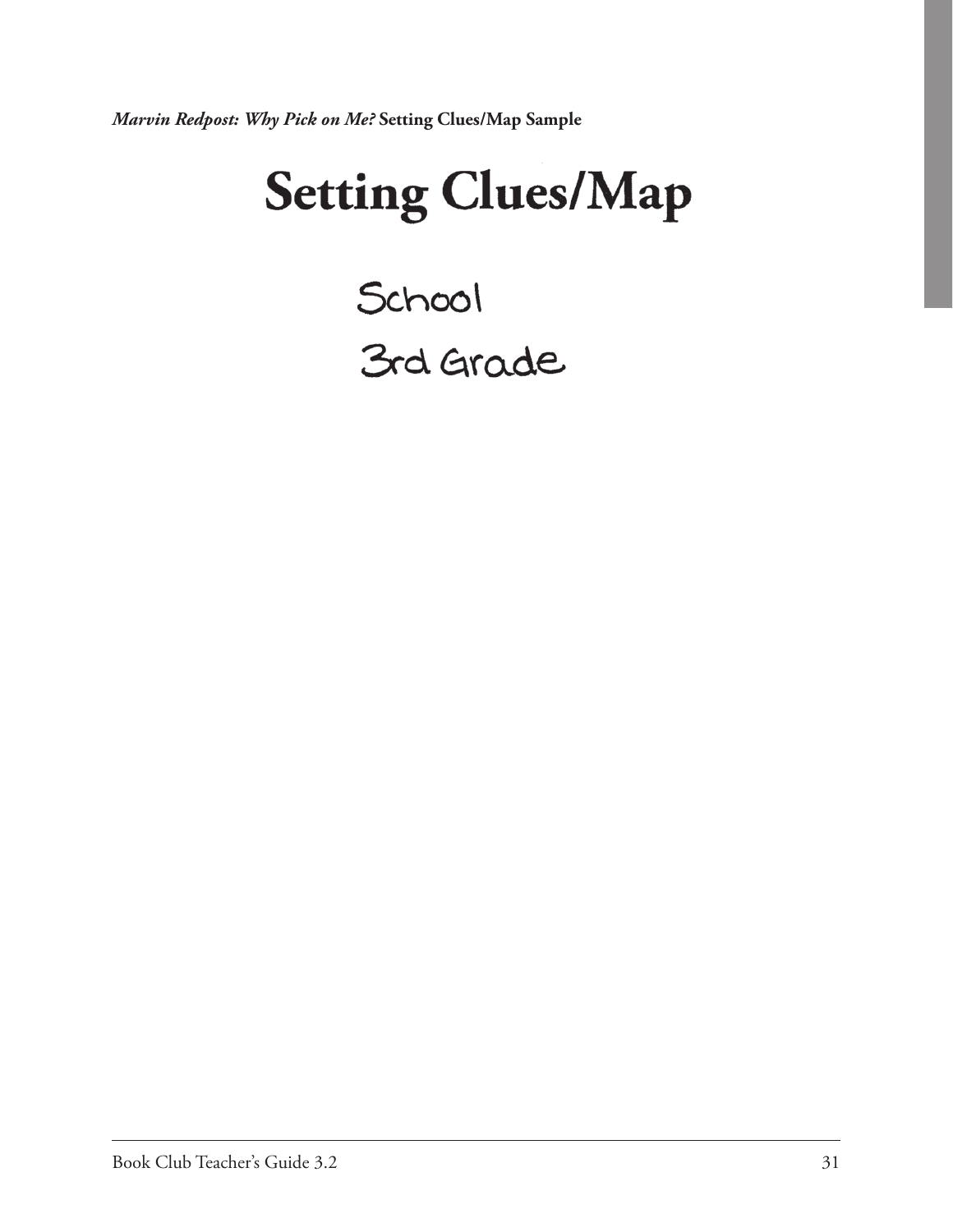***Marvin Redpost: Why Pick on Me?* Setting Clues/Map Sample**

# Setting Clues/Map

School

3rd Grade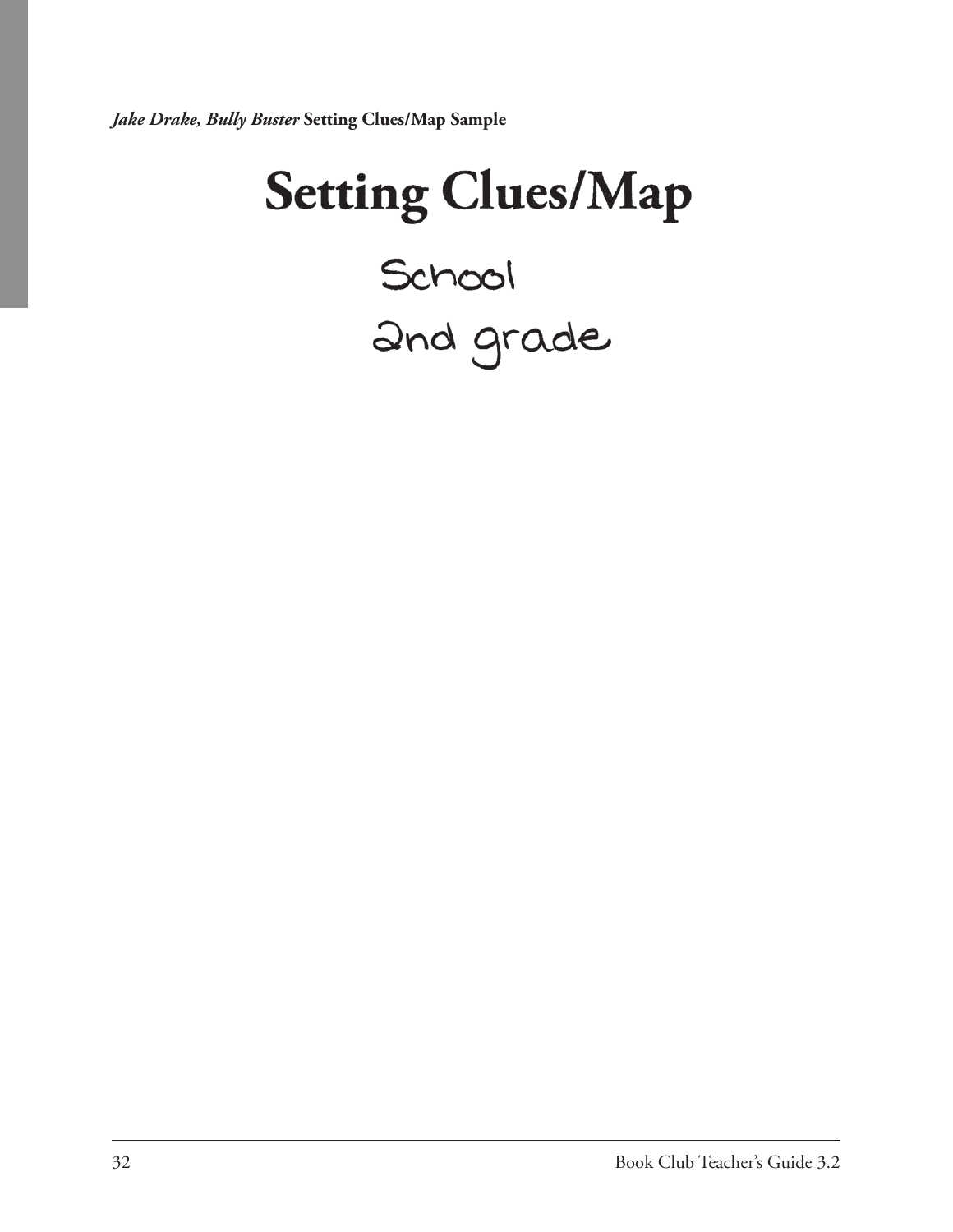***Jake Drake, Bully Buster*** **Setting Clues/Map Sample**

# Setting Clues/Map

School

2nd grade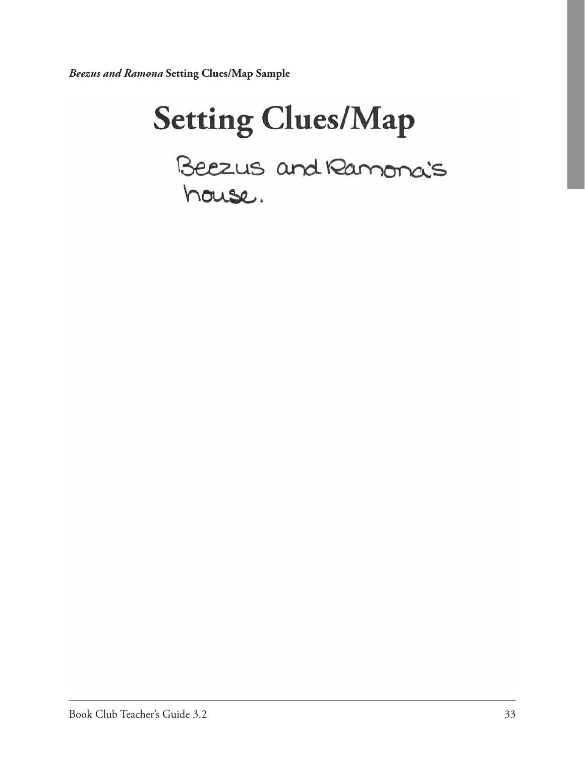***Beezus and Ramona* Setting Clues/Map Sample**

# Setting Clues/Map

Beezus and Ramona's house.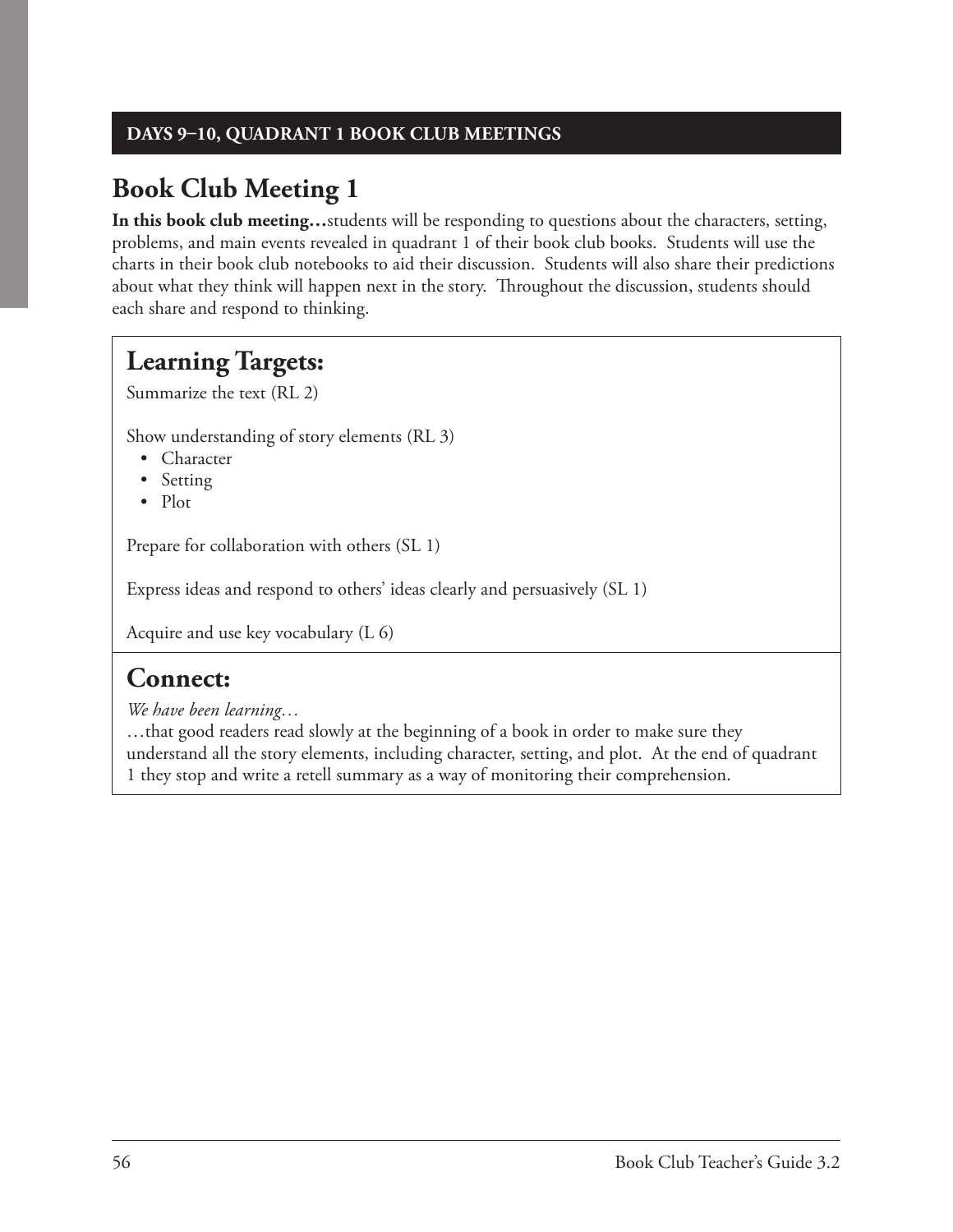**DAYS 9–10, QUADRANT 1 BOOK CLUB MEETINGS**

# Book Club Meeting 1

**In this book club meeting…**students will be responding to questions about the characters, setting, problems, and main events revealed in quadrant 1 of their book club books. Students will use the charts in their book club notebooks to aid their discussion. Students will also share their predictions about what they think will happen next in the story. Throughout the discussion, students should each share and respond to thinking.

## Learning Targets:

Summarize the text (RL 2)

Show understanding of story elements (RL 3)

- Character
- Setting
- Plot

Prepare for collaboration with others (SL 1)

Express ideas and respond to others' ideas clearly and persuasively (SL 1)

Acquire and use key vocabulary (L 6)

## Connect:

*We have been learning…*

…that good readers read slowly at the beginning of a book in order to make sure they understand all the story elements, including character, setting, and plot. At the end of quadrant 1 they stop and write a retell summary as a way of monitoring their comprehension.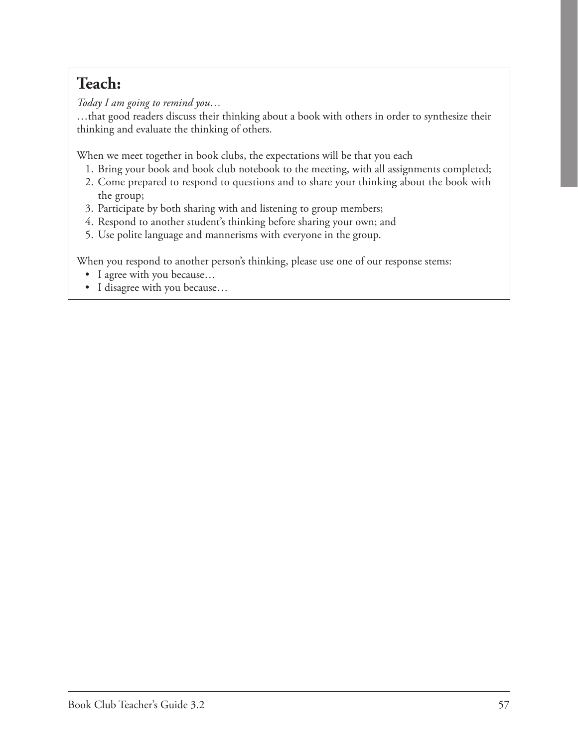## Teach:

*Today I am going to remind you…*

…that good readers discuss their thinking about a book with others in order to synthesize their thinking and evaluate the thinking of others.

When we meet together in book clubs, the expectations will be that you each

1. Bring your book and book club notebook to the meeting, with all assignments completed;
2. Come prepared to respond to questions and to share your thinking about the book with the group;
3. Participate by both sharing with and listening to group members;
4. Respond to another student's thinking before sharing your own; and
5. Use polite language and mannerisms with everyone in the group.

When you respond to another person's thinking, please use one of our response stems:

- I agree with you because…
- I disagree with you because…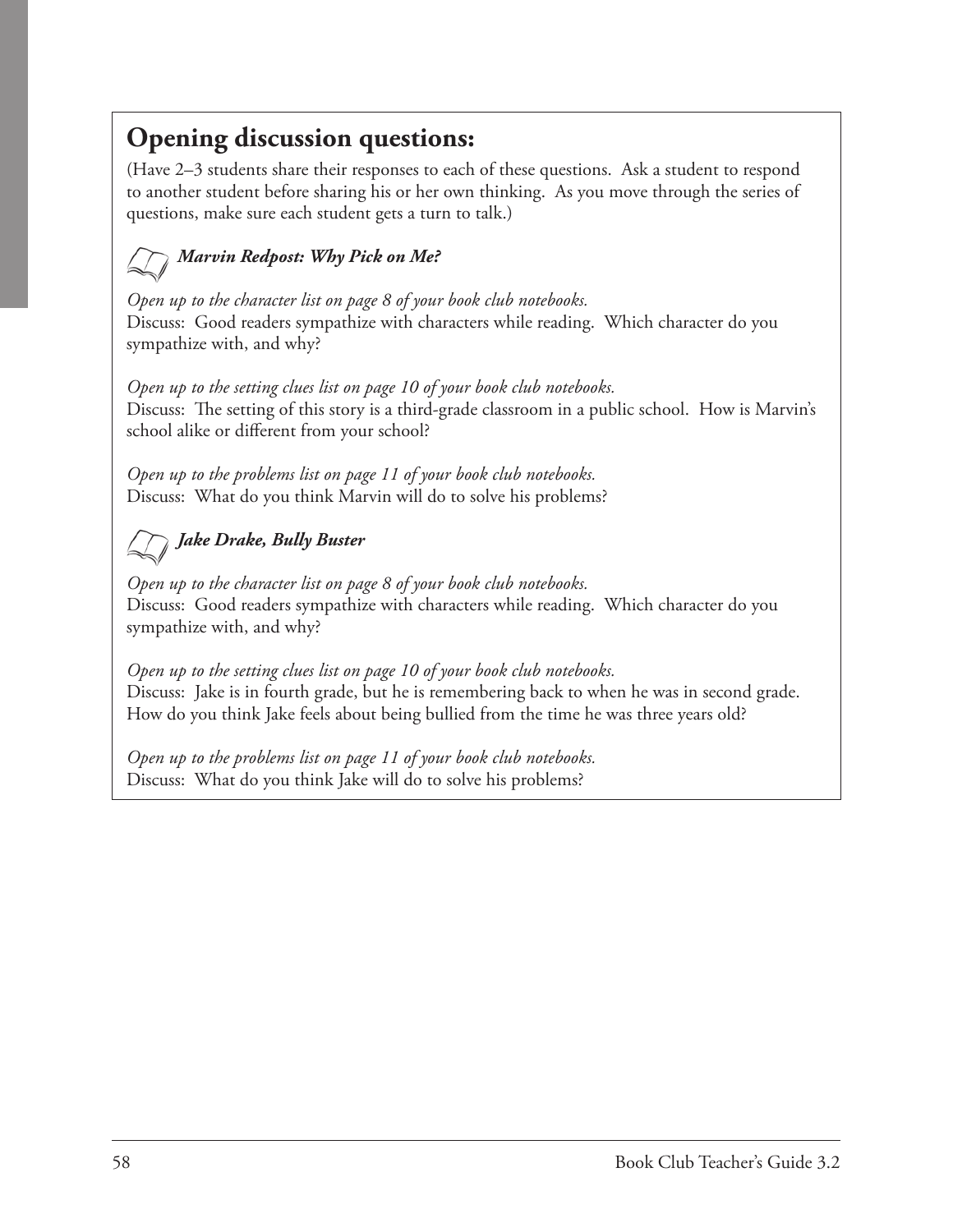## Opening discussion questions:

(Have 2–3 students share their responses to each of these questions. Ask a student to respond to another student before sharing his or her own thinking. As you move through the series of questions, make sure each student gets a turn to talk.)

### ***Marvin Redpost: Why Pick on Me?***

*Open up to the character list on page 8 of your book club notebooks.*
Discuss: Good readers sympathize with characters while reading. Which character do you sympathize with, and why?

*Open up to the setting clues list on page 10 of your book club notebooks.*
Discuss: The setting of this story is a third-grade classroom in a public school. How is Marvin's school alike or different from your school?

*Open up to the problems list on page 11 of your book club notebooks.*
Discuss: What do you think Marvin will do to solve his problems?

### ***Jake Drake, Bully Buster***

*Open up to the character list on page 8 of your book club notebooks.*
Discuss: Good readers sympathize with characters while reading. Which character do you sympathize with, and why?

*Open up to the setting clues list on page 10 of your book club notebooks.*
Discuss: Jake is in fourth grade, but he is remembering back to when he was in second grade. How do you think Jake feels about being bullied from the time he was three years old?

*Open up to the problems list on page 11 of your book club notebooks.*
Discuss: What do you think Jake will do to solve his problems?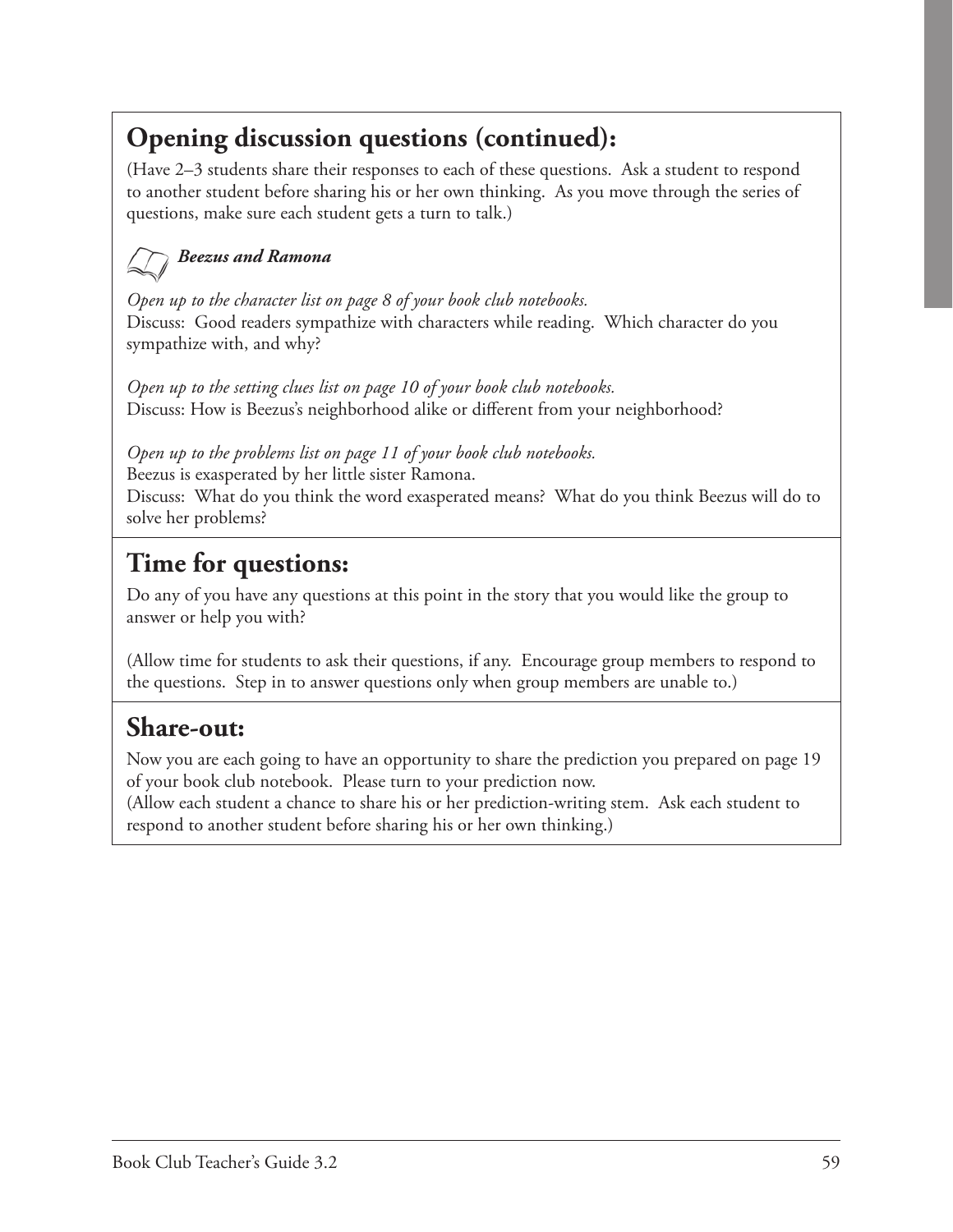## Opening discussion questions (continued):

(Have 2–3 students share their responses to each of these questions. Ask a student to respond to another student before sharing his or her own thinking. As you move through the series of questions, make sure each student gets a turn to talk.)

***Beezus and Ramona***

*Open up to the character list on page 8 of your book club notebooks.*
Discuss: Good readers sympathize with characters while reading. Which character do you sympathize with, and why?

*Open up to the setting clues list on page 10 of your book club notebooks.*
Discuss: How is Beezus's neighborhood alike or different from your neighborhood?

*Open up to the problems list on page 11 of your book club notebooks.*
Beezus is exasperated by her little sister Ramona.
Discuss: What do you think the word exasperated means? What do you think Beezus will do to solve her problems?

## Time for questions:

Do any of you have any questions at this point in the story that you would like the group to answer or help you with?

(Allow time for students to ask their questions, if any. Encourage group members to respond to the questions. Step in to answer questions only when group members are unable to.)

## Share-out:

Now you are each going to have an opportunity to share the prediction you prepared on page 19 of your book club notebook. Please turn to your prediction now.
(Allow each student a chance to share his or her prediction-writing stem. Ask each student to respond to another student before sharing his or her own thinking.)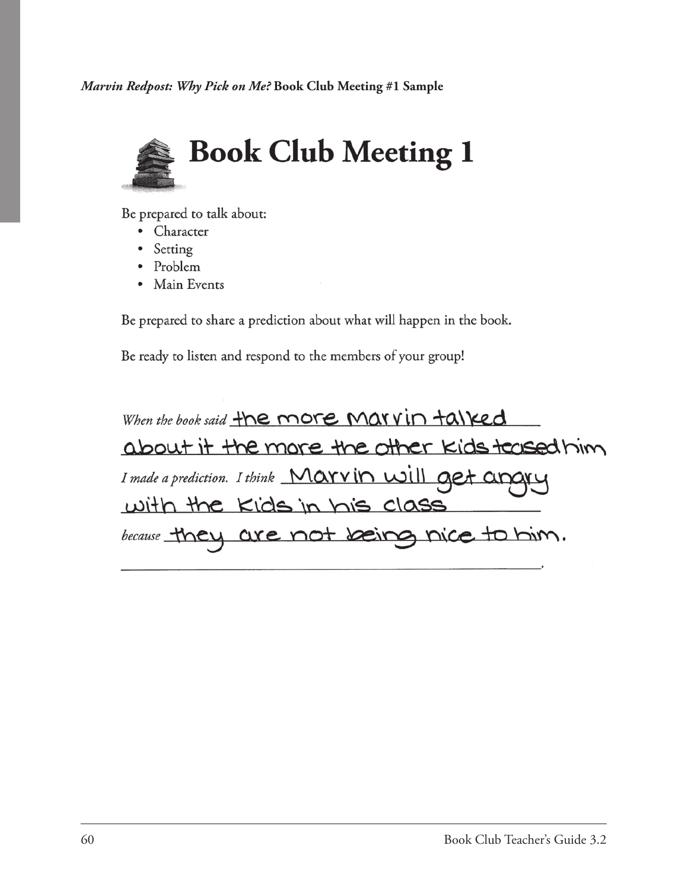***Marvin Redpost: Why Pick on Me?* Book Club Meeting #1 Sample**

# Book Club Meeting 1

Be prepared to talk about:

- Character
- Setting
- Problem
- Main Events

Be prepared to share a prediction about what will happen in the book.

Be ready to listen and respond to the members of your group!

*When the book said* the more Marvin talked about it the more the other kids teased him

*I made a prediction. I think* Marvin will get angry with the kids in his class

*because* they are not being nice to him.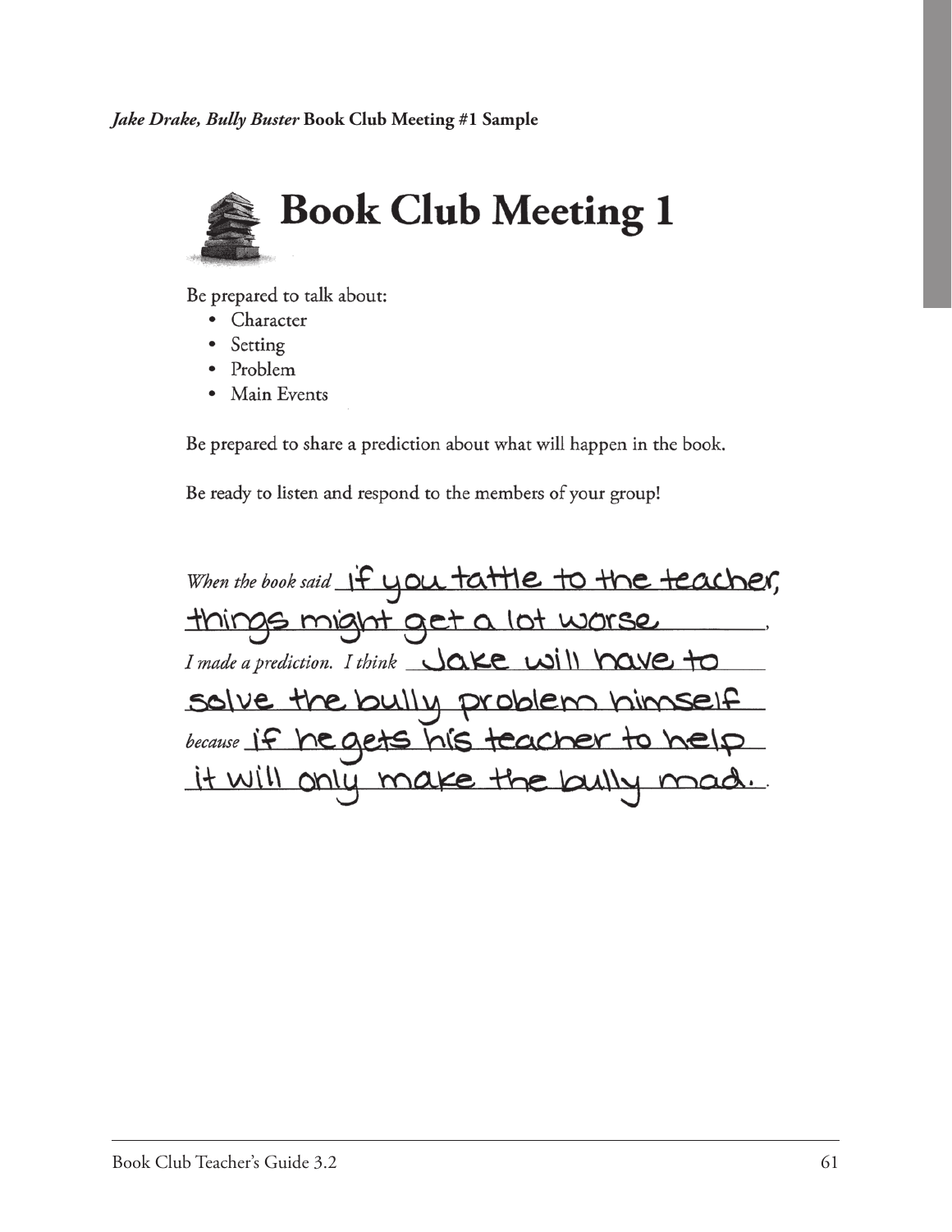***Jake Drake, Bully Buster*** **Book Club Meeting #1 Sample**

# Book Club Meeting 1

Be prepared to talk about:

- Character
- Setting
- Problem
- Main Events

Be prepared to share a prediction about what will happen in the book.

Be ready to listen and respond to the members of your group!

*When the book said* if you tattle to the teacher, things might get a lot worse.

*I made a prediction. I think* Jake will have to solve the bully problem himself

*because* if he gets his teacher to help it will only make the bully mad.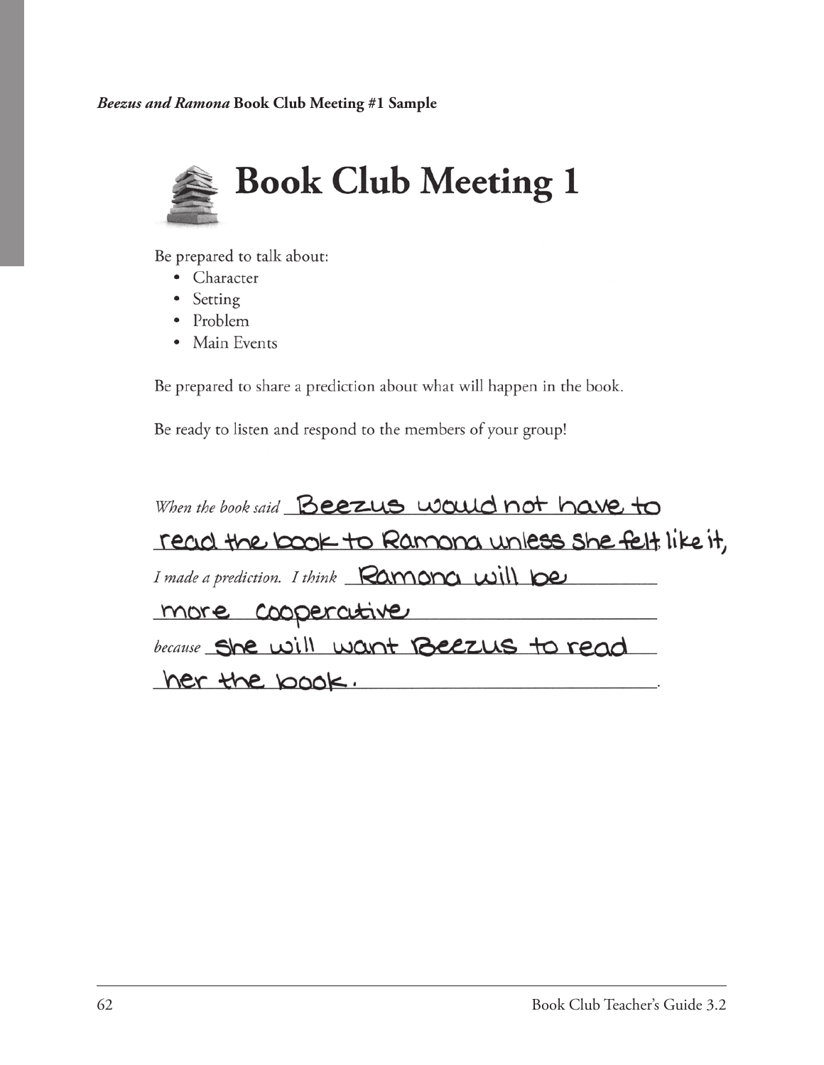***Beezus and Ramona* Book Club Meeting #1 Sample**

# Book Club Meeting 1

Be prepared to talk about:

- Character
- Setting
- Problem
- Main Events

Be prepared to share a prediction about what will happen in the book.

Be ready to listen and respond to the members of your group!

*When the book said* Beezus would not have to read the book to Ramona unless she felt like it,

*I made a prediction. I think* Ramona will be more cooperative

*because* she will want Beezus to read her the book.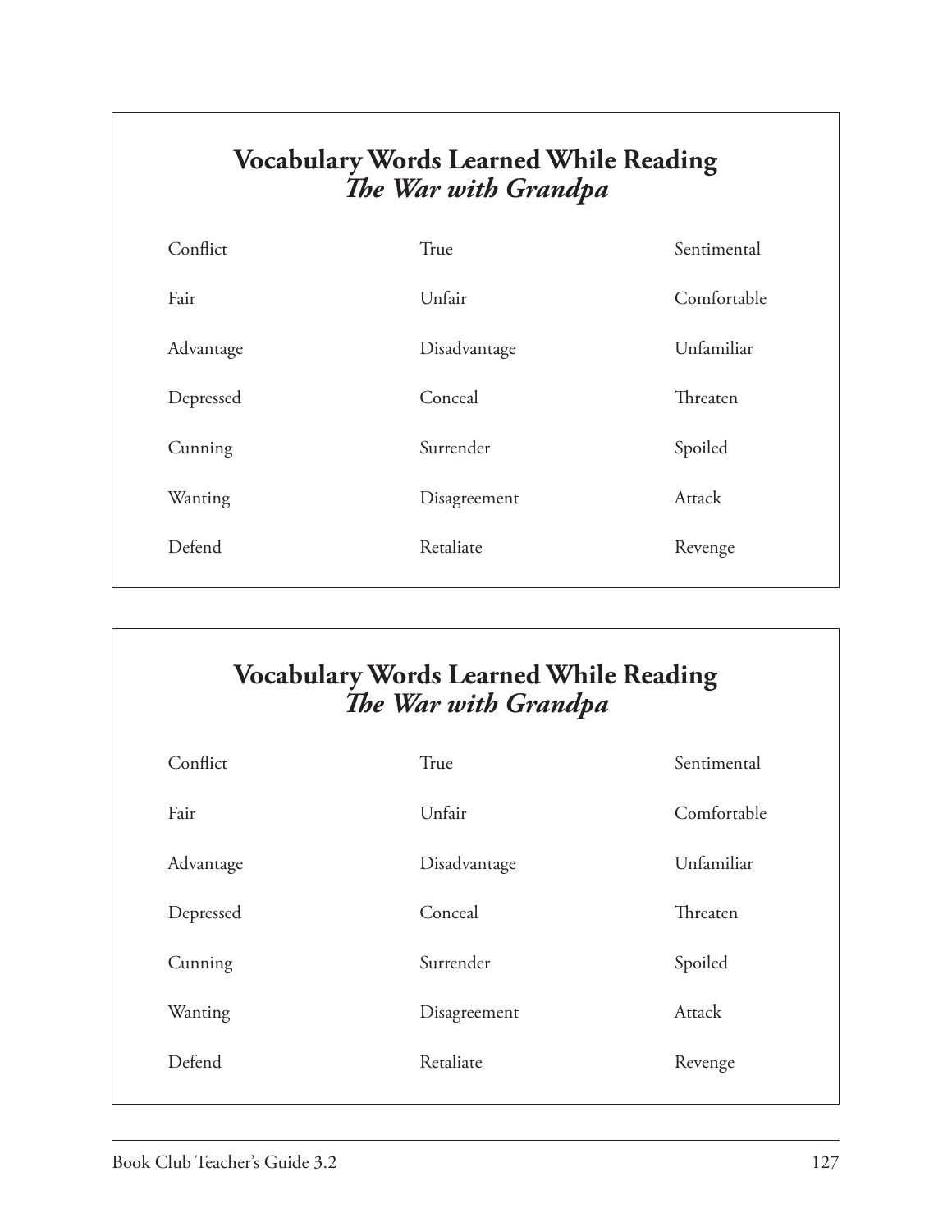## Vocabulary Words Learned While Reading *The War with Grandpa*

| | | |
|---|---|---|
| Conflict | True | Sentimental |
| Fair | Unfair | Comfortable |
| Advantage | Disadvantage | Unfamiliar |
| Depressed | Conceal | Threaten |
| Cunning | Surrender | Spoiled |
| Wanting | Disagreement | Attack |
| Defend | Retaliate | Revenge |

## Vocabulary Words Learned While Reading *The War with Grandpa*

| | | |
|---|---|---|
| Conflict | True | Sentimental |
| Fair | Unfair | Comfortable |
| Advantage | Disadvantage | Unfamiliar |
| Depressed | Conceal | Threaten |
| Cunning | Surrender | Spoiled |
| Wanting | Disagreement | Attack |
| Defend | Retaliate | Revenge |